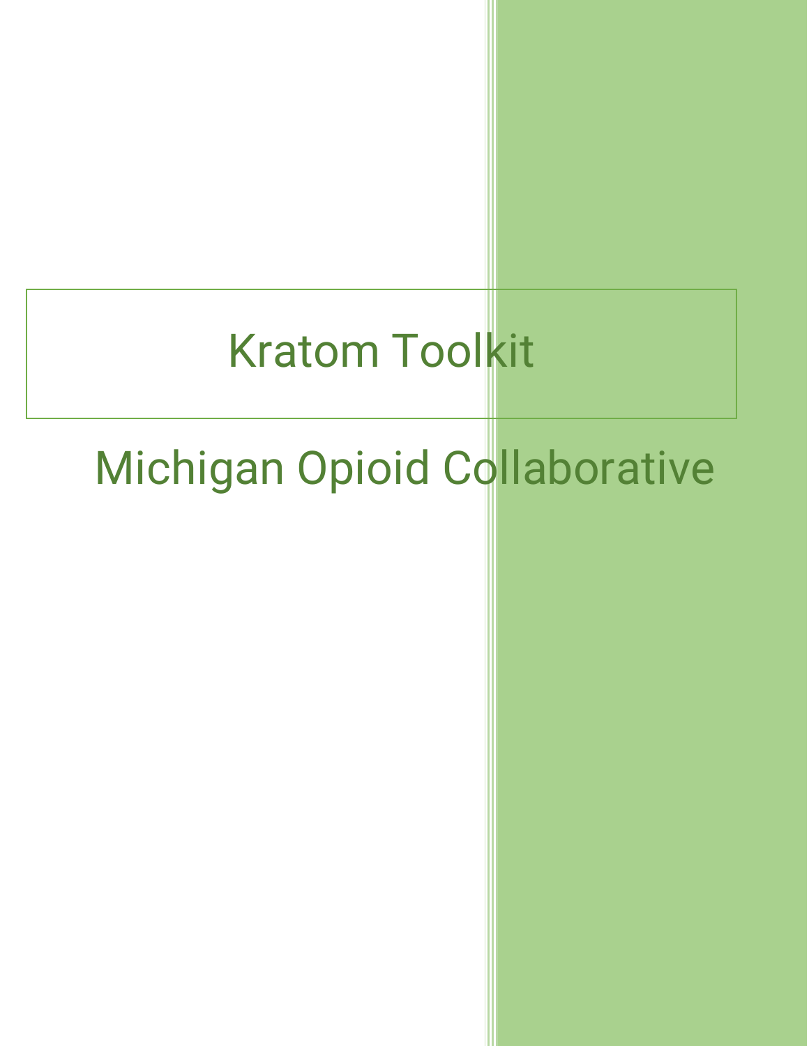# Kratom Toolkit

## Michigan Opioid Collaborative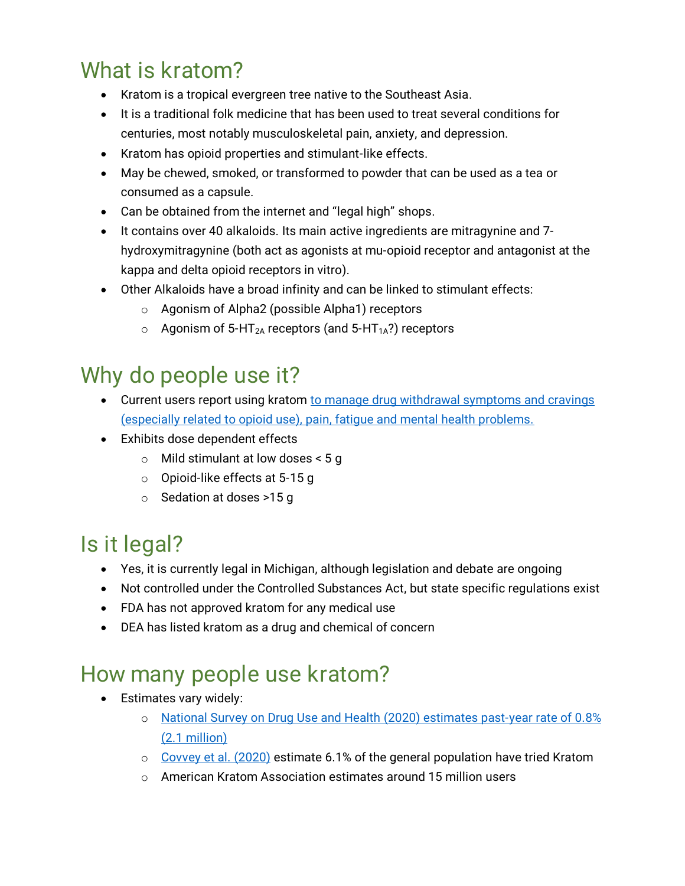## What is kratom?

- Kratom is a tropical evergreen tree native to the Southeast Asia.
- It is a traditional folk medicine that has been used to treat several conditions for centuries, most notably musculoskeletal pain, anxiety, and depression.
- Kratom has opioid properties and stimulant-like effects.
- May be chewed, smoked, or transformed to powder that can be used as a tea or consumed as a capsule.
- Can be obtained from the internet and "legal high" shops.
- It contains over 40 alkaloids. Its main active ingredients are mitragynine and 7-hydroxymitragynine (both act as agonists at mu-opioid receptor and antagonist at the kappa and delta opioid receptors in vitro).
- Other Alkaloids have a broad infinity and can be linked to stimulant effects:
  - Agonism of Alpha2 (possible Alpha1) receptors
  - Agonism of 5-$HT_{2A}$ receptors (and 5-$HT_{1A}$?) receptors

## Why do people use it?

- Current users report using kratom [to manage drug withdrawal symptoms and cravings (especially related to opioid use), pain, fatigue and mental health problems.]
- Exhibits dose dependent effects
  - Mild stimulant at low doses < 5 g
  - Opioid-like effects at 5-15 g
  - Sedation at doses >15 g

## Is it legal?

- Yes, it is currently legal in Michigan, although legislation and debate are ongoing
- Not controlled under the Controlled Substances Act, but state specific regulations exist
- FDA has not approved kratom for any medical use
- DEA has listed kratom as a drug and chemical of concern

## How many people use kratom?

- Estimates vary widely:
  - [National Survey on Drug Use and Health (2020) estimates past-year rate of 0.8% (2.1 million)]
  - [Covvey et al. (2020)] estimate 6.1% of the general population have tried Kratom
  - American Kratom Association estimates around 15 million users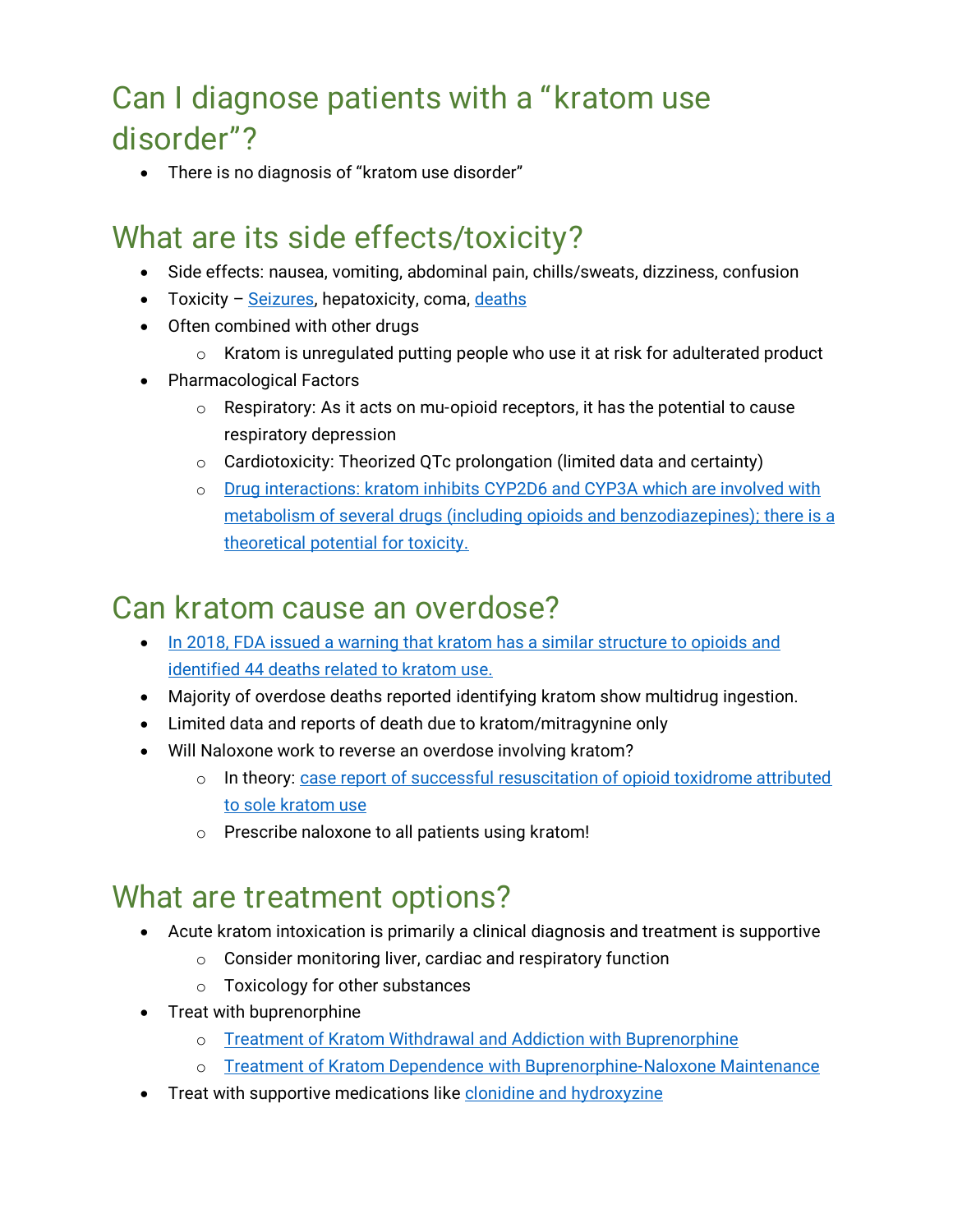## Can I diagnose patients with a "kratom use disorder"?

- There is no diagnosis of "kratom use disorder"

## What are its side effects/toxicity?

- Side effects: nausea, vomiting, abdominal pain, chills/sweats, dizziness, confusion
- Toxicity – Seizures, hepatoxicity, coma, deaths
- Often combined with other drugs
  - Kratom is unregulated putting people who use it at risk for adulterated product
- Pharmacological Factors
  - Respiratory: As it acts on mu-opioid receptors, it has the potential to cause respiratory depression
  - Cardiotoxicity: Theorized QTc prolongation (limited data and certainty)
  - Drug interactions: kratom inhibits CYP2D6 and CYP3A which are involved with metabolism of several drugs (including opioids and benzodiazepines); there is a theoretical potential for toxicity.

## Can kratom cause an overdose?

- In 2018, FDA issued a warning that kratom has a similar structure to opioids and identified 44 deaths related to kratom use.
- Majority of overdose deaths reported identifying kratom show multidrug ingestion.
- Limited data and reports of death due to kratom/mitragynine only
- Will Naloxone work to reverse an overdose involving kratom?
  - In theory: case report of successful resuscitation of opioid toxidrome attributed to sole kratom use
  - Prescribe naloxone to all patients using kratom!

## What are treatment options?

- Acute kratom intoxication is primarily a clinical diagnosis and treatment is supportive
  - Consider monitoring liver, cardiac and respiratory function
  - Toxicology for other substances
- Treat with buprenorphine
  - Treatment of Kratom Withdrawal and Addiction with Buprenorphine
  - Treatment of Kratom Dependence with Buprenorphine-Naloxone Maintenance
- Treat with supportive medications like clonidine and hydroxyzine